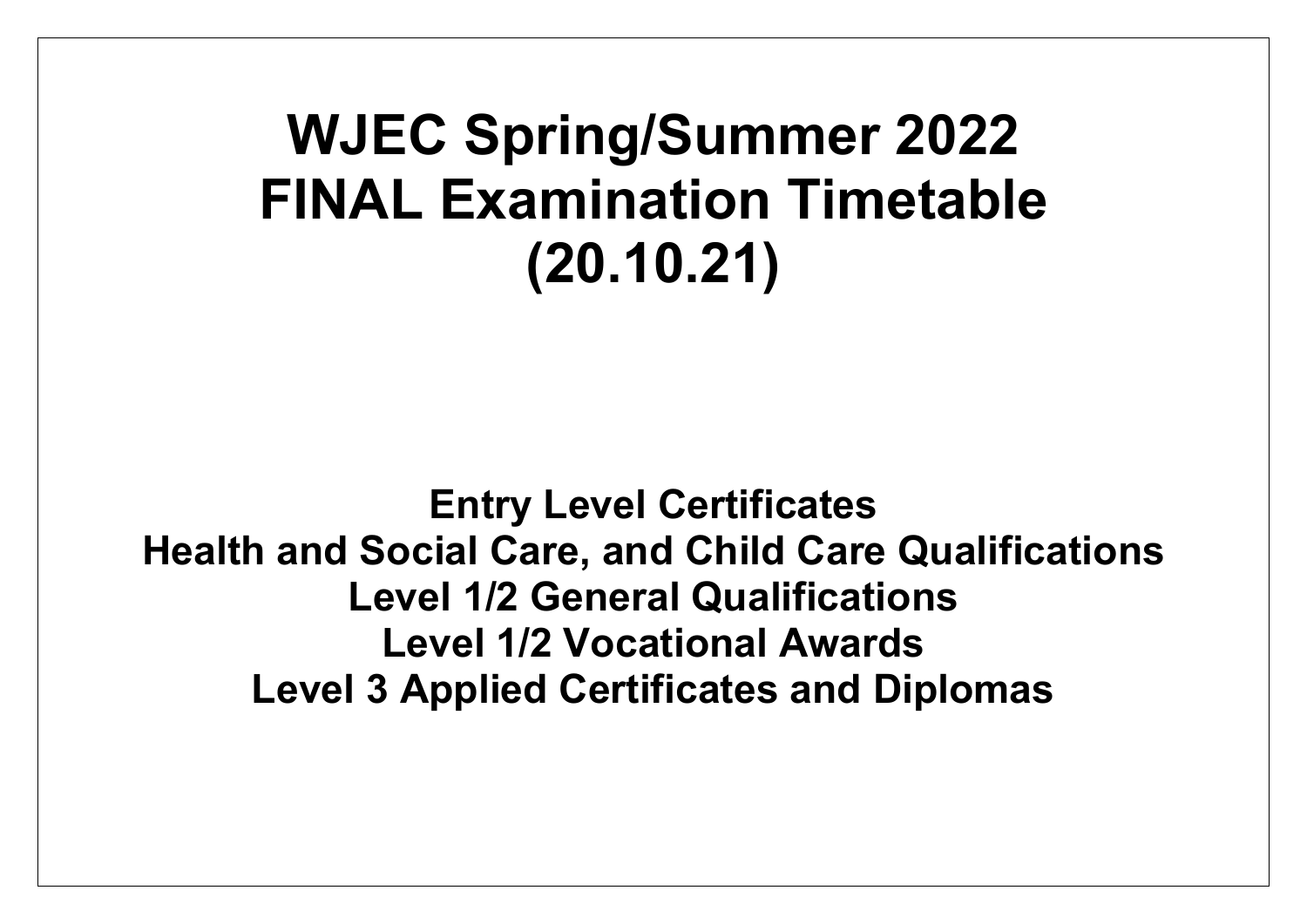# WJEC Spring/Summer 2022 FINAL Examination Timetable (20.10.21)

**Entry Level Certificates**
**Health and Social Care, and Child Care Qualifications**
**Level 1/2 General Qualifications**
**Level 1/2 Vocational Awards**
**Level 3 Applied Certificates and Diplomas**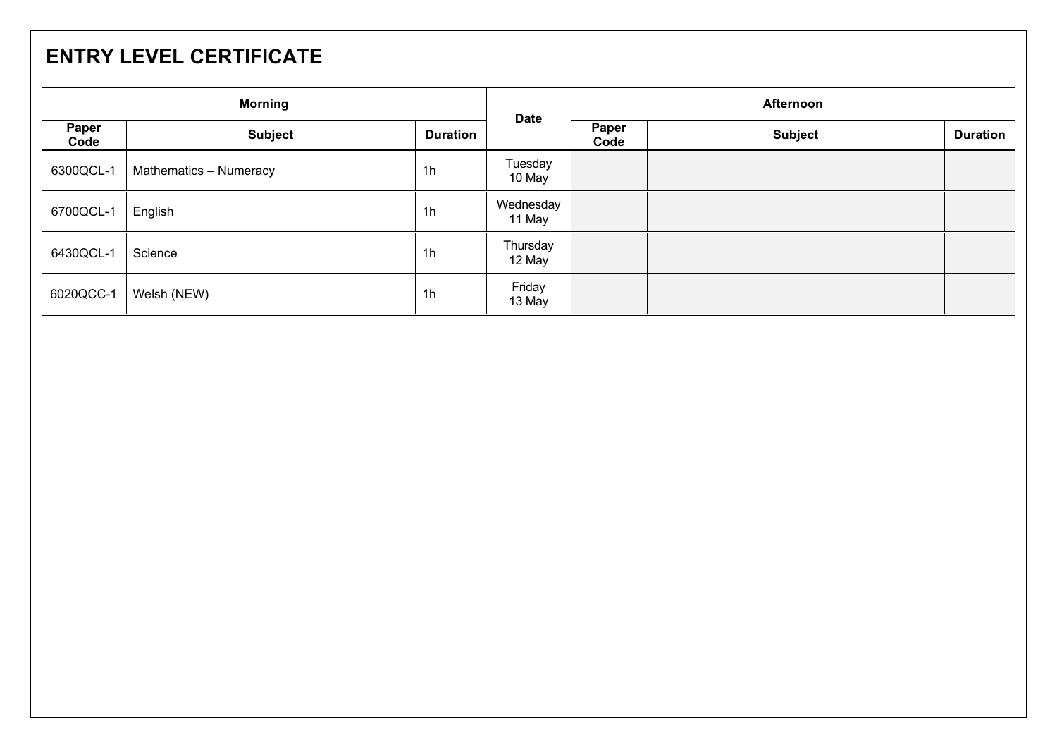## ENTRY LEVEL CERTIFICATE

| Morning | | | Date | Afternoon | | |
|---|---|---|---|---|---|---|
| Paper Code | Subject | Duration | | Paper Code | Subject | Duration |
| 6300QCL-1 | Mathematics – Numeracy | 1h | Tuesday 10 May | | | |
| 6700QCL-1 | English | 1h | Wednesday 11 May | | | |
| 6430QCL-1 | Science | 1h | Thursday 12 May | | | |
| 6020QCC-1 | Welsh (NEW) | 1h | Friday 13 May | | | |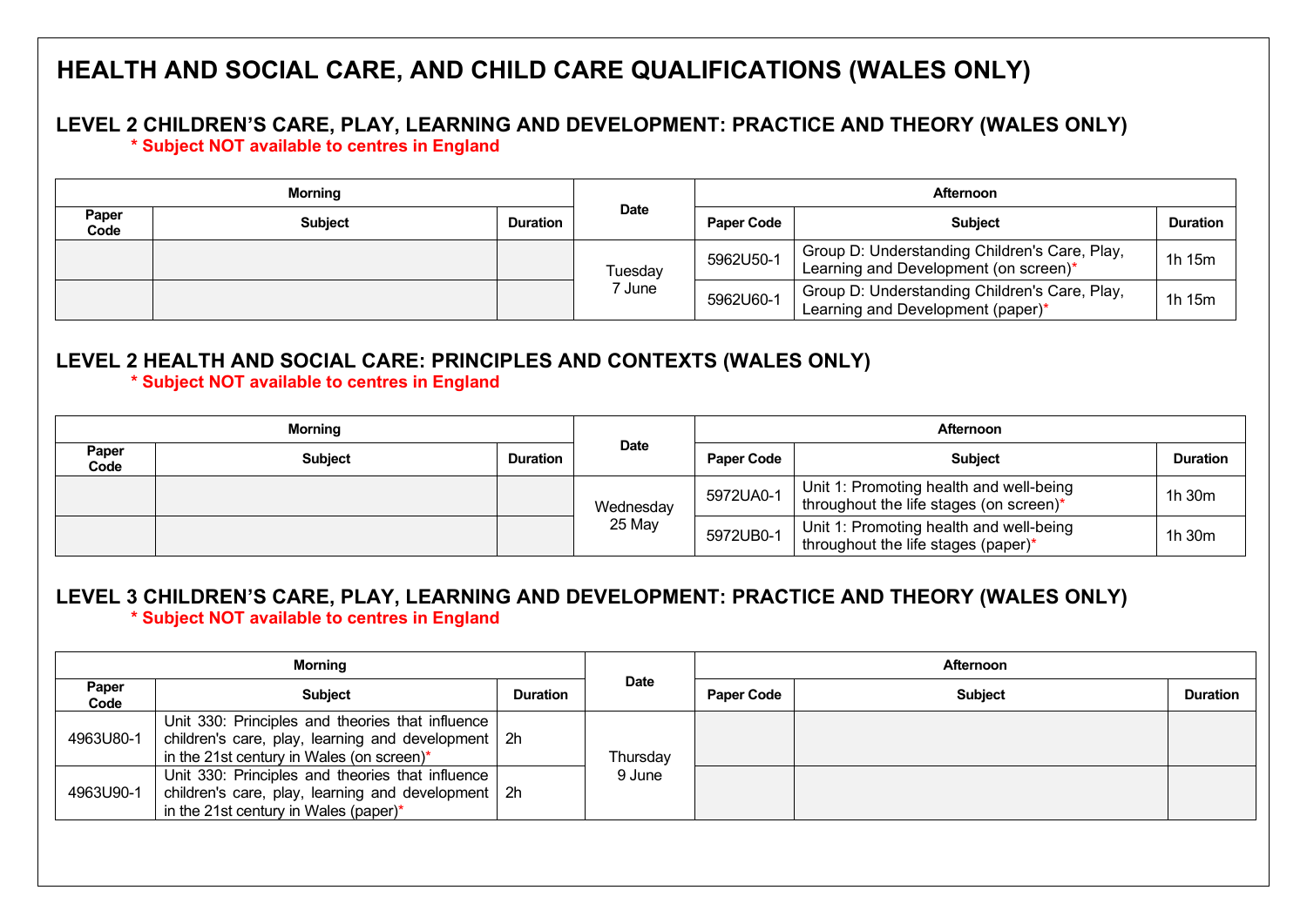# HEALTH AND SOCIAL CARE, AND CHILD CARE QUALIFICATIONS (WALES ONLY)

## LEVEL 2 CHILDREN'S CARE, PLAY, LEARNING AND DEVELOPMENT: PRACTICE AND THEORY (WALES ONLY)

**\* Subject NOT available to centres in England**

| Morning | | | Date | Afternoon | | |
|---|---|---|---|---|---|---|
| Paper Code | Subject | Duration | | Paper Code | Subject | Duration |
| | | | Tuesday 7 June | 5962U50-1 | Group D: Understanding Children's Care, Play, Learning and Development (on screen)* | 1h 15m |
| | | | | 5962U60-1 | Group D: Understanding Children's Care, Play, Learning and Development (paper)* | 1h 15m |

## LEVEL 2 HEALTH AND SOCIAL CARE: PRINCIPLES AND CONTEXTS (WALES ONLY)

**\* Subject NOT available to centres in England**

| Morning | | | Date | Afternoon | | |
|---|---|---|---|---|---|---|
| Paper Code | Subject | Duration | | Paper Code | Subject | Duration |
| | | | Wednesday 25 May | 5972UA0-1 | Unit 1: Promoting health and well-being throughout the life stages (on screen)* | 1h 30m |
| | | | | 5972UB0-1 | Unit 1: Promoting health and well-being throughout the life stages (paper)* | 1h 30m |

## LEVEL 3 CHILDREN'S CARE, PLAY, LEARNING AND DEVELOPMENT: PRACTICE AND THEORY (WALES ONLY)

**\* Subject NOT available to centres in England**

| Morning | | | Date | Afternoon | | |
|---|---|---|---|---|---|---|
| Paper Code | Subject | Duration | | Paper Code | Subject | Duration |
| 4963U80-1 | Unit 330: Principles and theories that influence children's care, play, learning and development in the 21st century in Wales (on screen)* | 2h | Thursday 9 June | | | |
| 4963U90-1 | Unit 330: Principles and theories that influence children's care, play, learning and development in the 21st century in Wales (paper)* | 2h | | | | |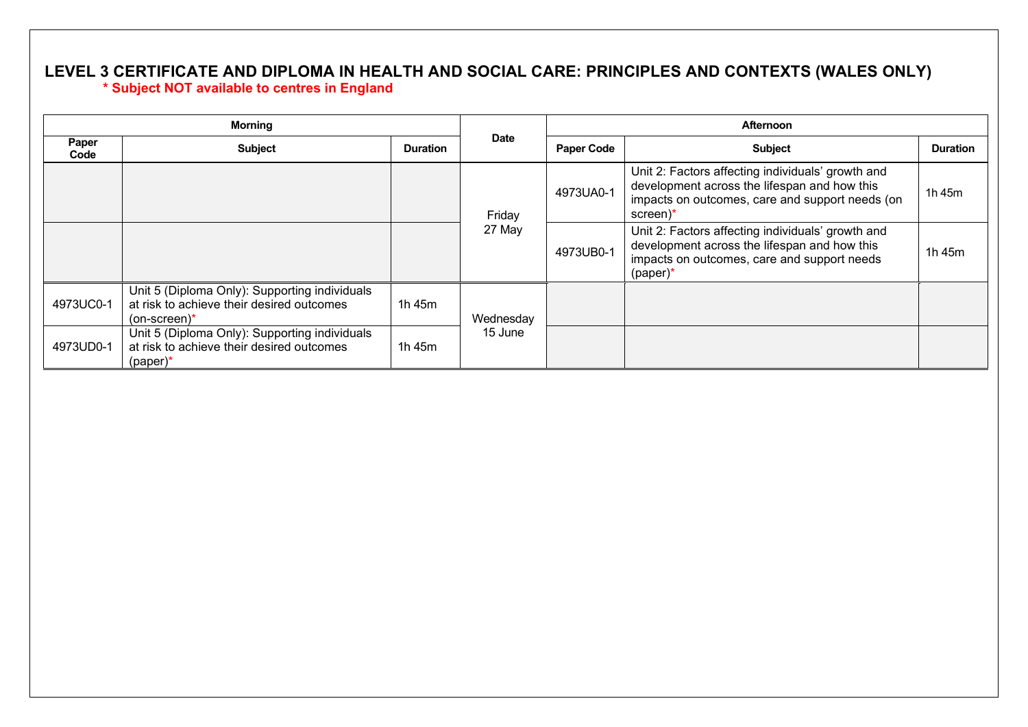# LEVEL 3 CERTIFICATE AND DIPLOMA IN HEALTH AND SOCIAL CARE: PRINCIPLES AND CONTEXTS (WALES ONLY)

**\* Subject NOT available to centres in England**

| Morning | | | Date | Afternoon | | |
|---|---|---|---|---|---|---|
| Paper Code | Subject | Duration | | Paper Code | Subject | Duration |
| | | | Friday 27 May | 4973UA0-1 | Unit 2: Factors affecting individuals' growth and development across the lifespan and how this impacts on outcomes, care and support needs (on screen)* | 1h 45m |
| | | | Friday 27 May | 4973UB0-1 | Unit 2: Factors affecting individuals' growth and development across the lifespan and how this impacts on outcomes, care and support needs (paper)* | 1h 45m |
| 4973UC0-1 | Unit 5 (Diploma Only): Supporting individuals at risk to achieve their desired outcomes (on-screen)* | 1h 45m | Wednesday 15 June | | | |
| 4973UD0-1 | Unit 5 (Diploma Only): Supporting individuals at risk to achieve their desired outcomes (paper)* | 1h 45m | Wednesday 15 June | | | |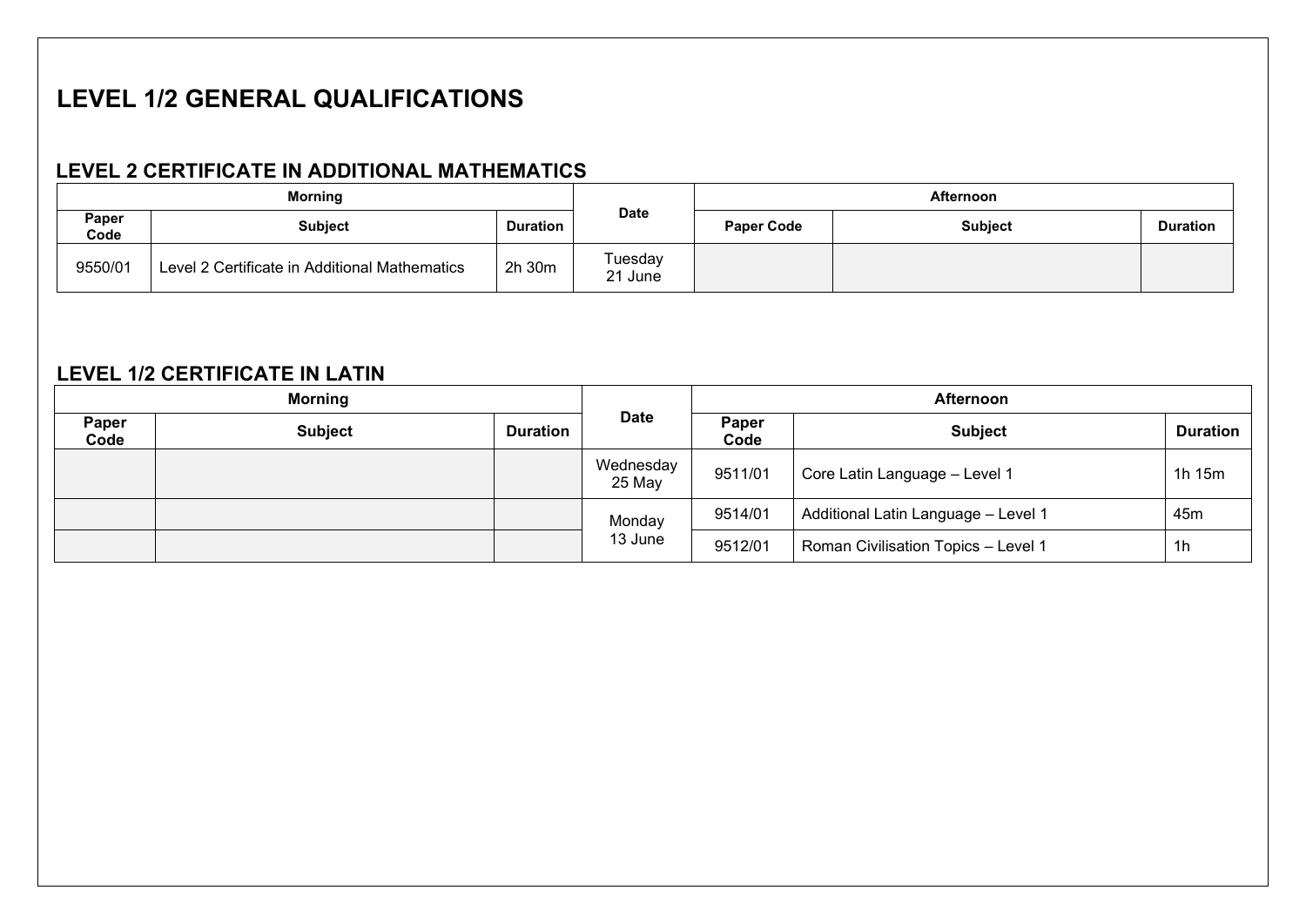# LEVEL 1/2 GENERAL QUALIFICATIONS

## LEVEL 2 CERTIFICATE IN ADDITIONAL MATHEMATICS

| Morning | | | Date | Afternoon | | |
|---|---|---|---|---|---|---|
| Paper Code | Subject | Duration | | Paper Code | Subject | Duration |
| 9550/01 | Level 2 Certificate in Additional Mathematics | 2h 30m | Tuesday 21 June | | | |

## LEVEL 1/2 CERTIFICATE IN LATIN

| Morning | | | Date | Afternoon | | |
|---|---|---|---|---|---|---|
| Paper Code | Subject | Duration | | Paper Code | Subject | Duration |
| | | | Wednesday 25 May | 9511/01 | Core Latin Language – Level 1 | 1h 15m |
| | | | Monday 13 June | 9514/01 | Additional Latin Language – Level 1 | 45m |
| | | | | 9512/01 | Roman Civilisation Topics – Level 1 | 1h |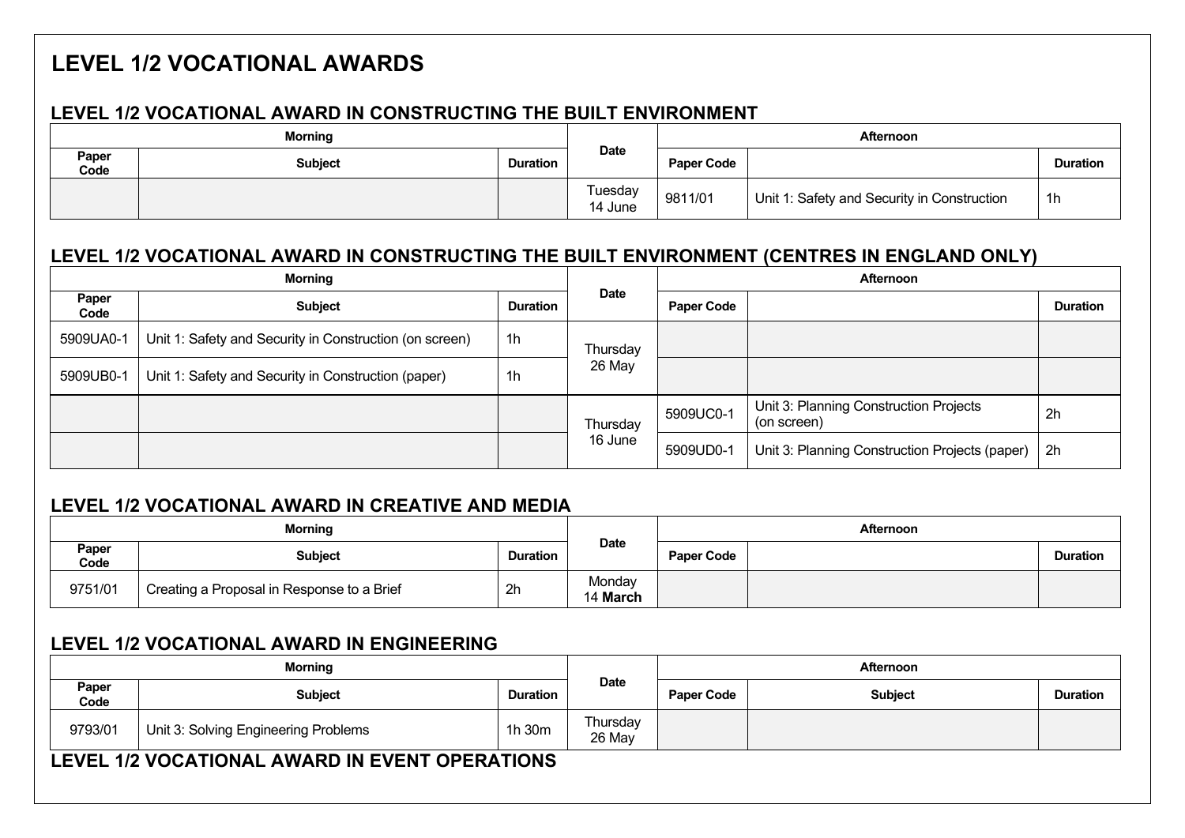# LEVEL 1/2 VOCATIONAL AWARDS

## LEVEL 1/2 VOCATIONAL AWARD IN CONSTRUCTING THE BUILT ENVIRONMENT

| Morning | | | Date | Afternoon | | |
|---|---|---|---|---|---|---|
| Paper Code | Subject | Duration | | Paper Code | | Duration |
| | | | Tuesday 14 June | 9811/01 | Unit 1: Safety and Security in Construction | 1h |

## LEVEL 1/2 VOCATIONAL AWARD IN CONSTRUCTING THE BUILT ENVIRONMENT (CENTRES IN ENGLAND ONLY)

| Morning | | | Date | Afternoon | | |
|---|---|---|---|---|---|---|
| Paper Code | Subject | Duration | | Paper Code | | Duration |
| 5909UA0-1 | Unit 1: Safety and Security in Construction (on screen) | 1h | Thursday 26 May | | | |
| 5909UB0-1 | Unit 1: Safety and Security in Construction (paper) | 1h | | | | |
| | | | Thursday 16 June | 5909UC0-1 | Unit 3: Planning Construction Projects (on screen) | 2h |
| | | | | 5909UD0-1 | Unit 3: Planning Construction Projects (paper) | 2h |

## LEVEL 1/2 VOCATIONAL AWARD IN CREATIVE AND MEDIA

| Morning | | | Date | Afternoon | | |
|---|---|---|---|---|---|---|
| Paper Code | Subject | Duration | | Paper Code | | Duration |
| 9751/01 | Creating a Proposal in Response to a Brief | 2h | Monday 14 **March** | | | |

## LEVEL 1/2 VOCATIONAL AWARD IN ENGINEERING

| Morning | | | Date | Afternoon | | |
|---|---|---|---|---|---|---|
| Paper Code | Subject | Duration | | Paper Code | Subject | Duration |
| 9793/01 | Unit 3: Solving Engineering Problems | 1h 30m | Thursday 26 May | | | |

## LEVEL 1/2 VOCATIONAL AWARD IN EVENT OPERATIONS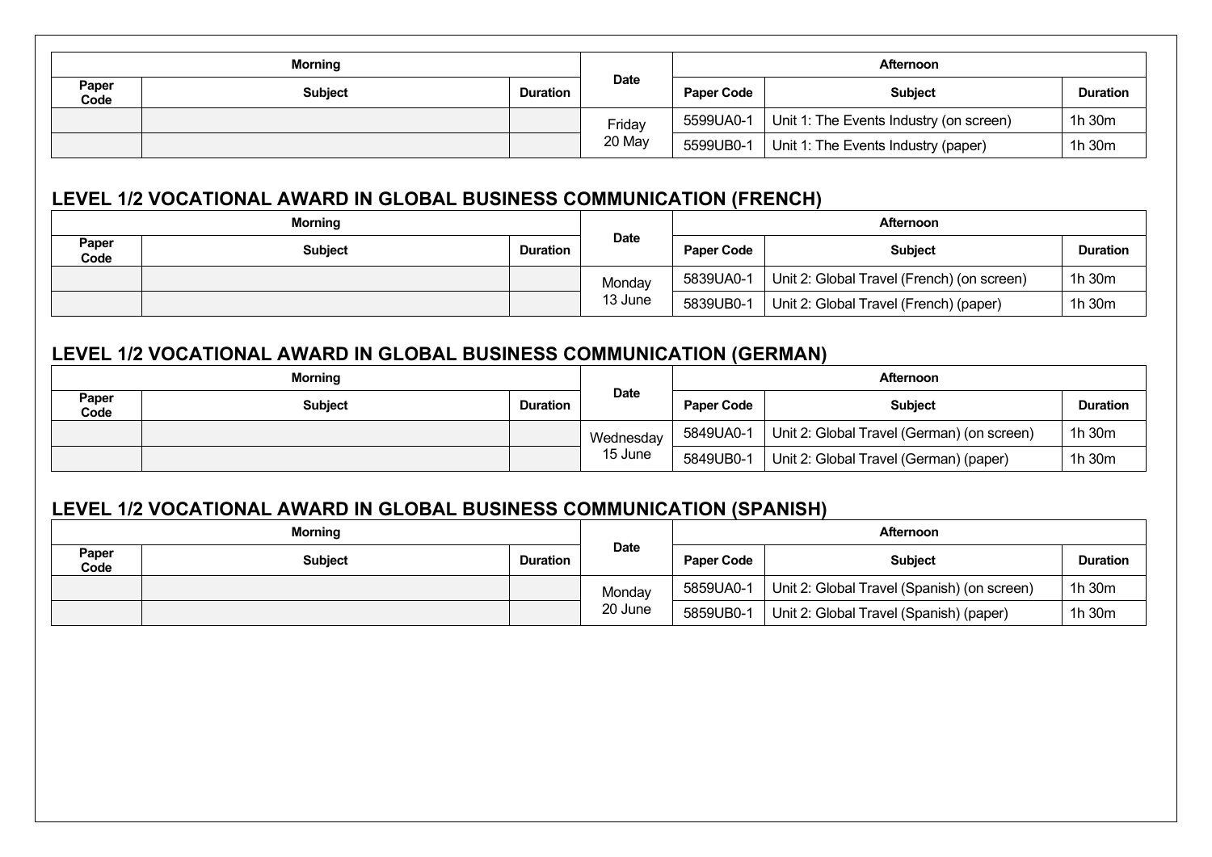| Morning | | | Date | Afternoon | | |
|---|---|---|---|---|---|---|
| Paper Code | Subject | Duration | | Paper Code | Subject | Duration |
| | | | Friday 20 May | 5599UA0-1 | Unit 1: The Events Industry (on screen) | 1h 30m |
| | | | | 5599UB0-1 | Unit 1: The Events Industry (paper) | 1h 30m |

## LEVEL 1/2 VOCATIONAL AWARD IN GLOBAL BUSINESS COMMUNICATION (FRENCH)

| Morning | | | Date | Afternoon | | |
|---|---|---|---|---|---|---|
| Paper Code | Subject | Duration | | Paper Code | Subject | Duration |
| | | | Monday 13 June | 5839UA0-1 | Unit 2: Global Travel (French) (on screen) | 1h 30m |
| | | | | 5839UB0-1 | Unit 2: Global Travel (French) (paper) | 1h 30m |

## LEVEL 1/2 VOCATIONAL AWARD IN GLOBAL BUSINESS COMMUNICATION (GERMAN)

| Morning | | | Date | Afternoon | | |
|---|---|---|---|---|---|---|
| Paper Code | Subject | Duration | | Paper Code | Subject | Duration |
| | | | Wednesday 15 June | 5849UA0-1 | Unit 2: Global Travel (German) (on screen) | 1h 30m |
| | | | | 5849UB0-1 | Unit 2: Global Travel (German) (paper) | 1h 30m |

## LEVEL 1/2 VOCATIONAL AWARD IN GLOBAL BUSINESS COMMUNICATION (SPANISH)

| Morning | | | Date | Afternoon | | |
|---|---|---|---|---|---|---|
| Paper Code | Subject | Duration | | Paper Code | Subject | Duration |
| | | | Monday 20 June | 5859UA0-1 | Unit 2: Global Travel (Spanish) (on screen) | 1h 30m |
| | | | | 5859UB0-1 | Unit 2: Global Travel (Spanish) (paper) | 1h 30m |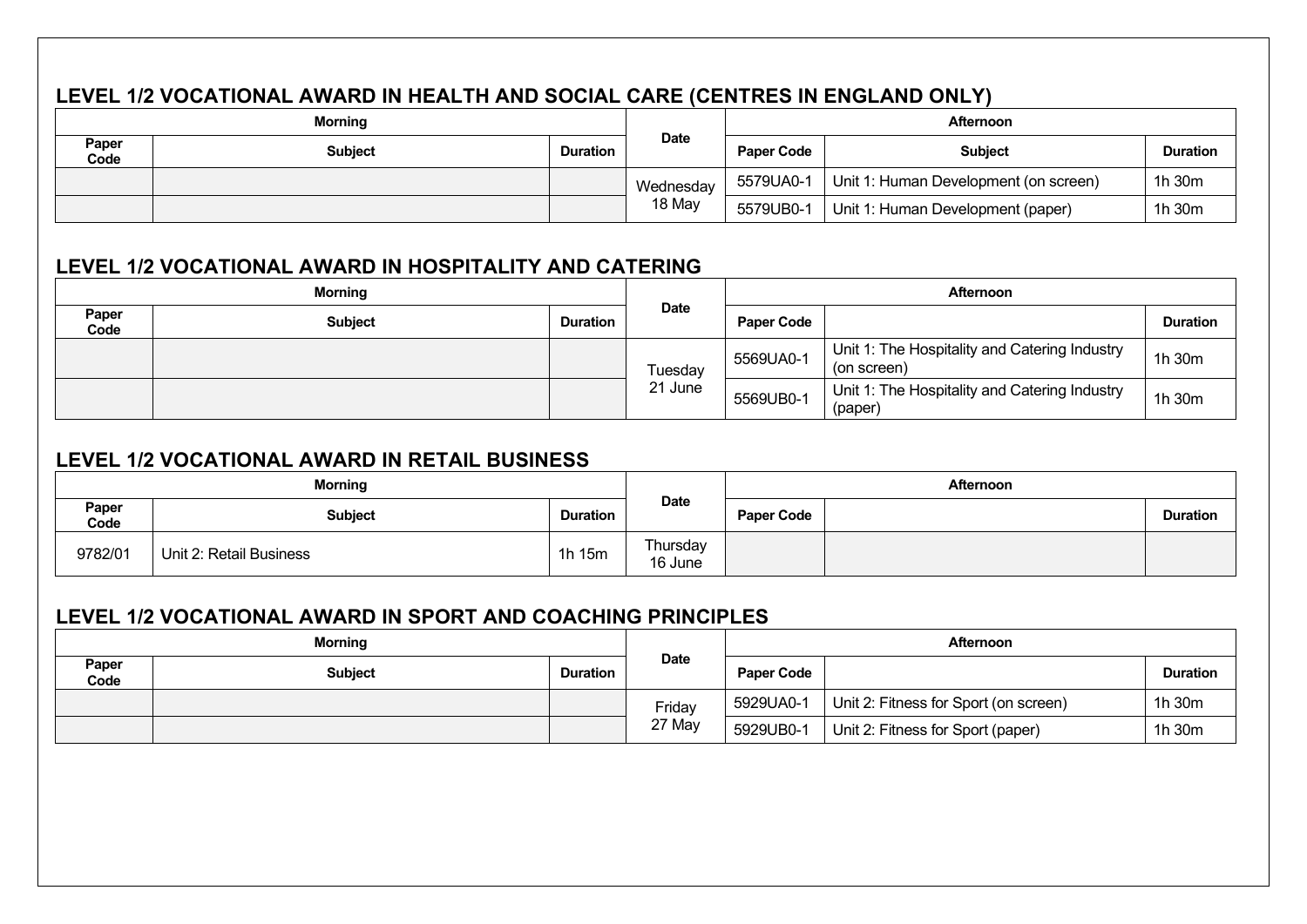## LEVEL 1/2 VOCATIONAL AWARD IN HEALTH AND SOCIAL CARE (CENTRES IN ENGLAND ONLY)

| Morning | | | Date | Afternoon | | |
|---|---|---|---|---|---|---|
| Paper Code | Subject | Duration | | Paper Code | Subject | Duration |
| | | | Wednesday 18 May | 5579UA0-1 | Unit 1: Human Development (on screen) | 1h 30m |
| | | | | 5579UB0-1 | Unit 1: Human Development (paper) | 1h 30m |

## LEVEL 1/2 VOCATIONAL AWARD IN HOSPITALITY AND CATERING

| Morning | | | Date | Afternoon | | |
|---|---|---|---|---|---|---|
| Paper Code | Subject | Duration | | Paper Code | | Duration |
| | | | Tuesday 21 June | 5569UA0-1 | Unit 1: The Hospitality and Catering Industry (on screen) | 1h 30m |
| | | | | 5569UB0-1 | Unit 1: The Hospitality and Catering Industry (paper) | 1h 30m |

## LEVEL 1/2 VOCATIONAL AWARD IN RETAIL BUSINESS

| Morning | | | Date | Afternoon | | |
|---|---|---|---|---|---|---|
| Paper Code | Subject | Duration | | Paper Code | | Duration |
| 9782/01 | Unit 2: Retail Business | 1h 15m | Thursday 16 June | | | |

## LEVEL 1/2 VOCATIONAL AWARD IN SPORT AND COACHING PRINCIPLES

| Morning | | | Date | Afternoon | | |
|---|---|---|---|---|---|---|
| Paper Code | Subject | Duration | | Paper Code | | Duration |
| | | | Friday 27 May | 5929UA0-1 | Unit 2: Fitness for Sport (on screen) | 1h 30m |
| | | | | 5929UB0-1 | Unit 2: Fitness for Sport (paper) | 1h 30m |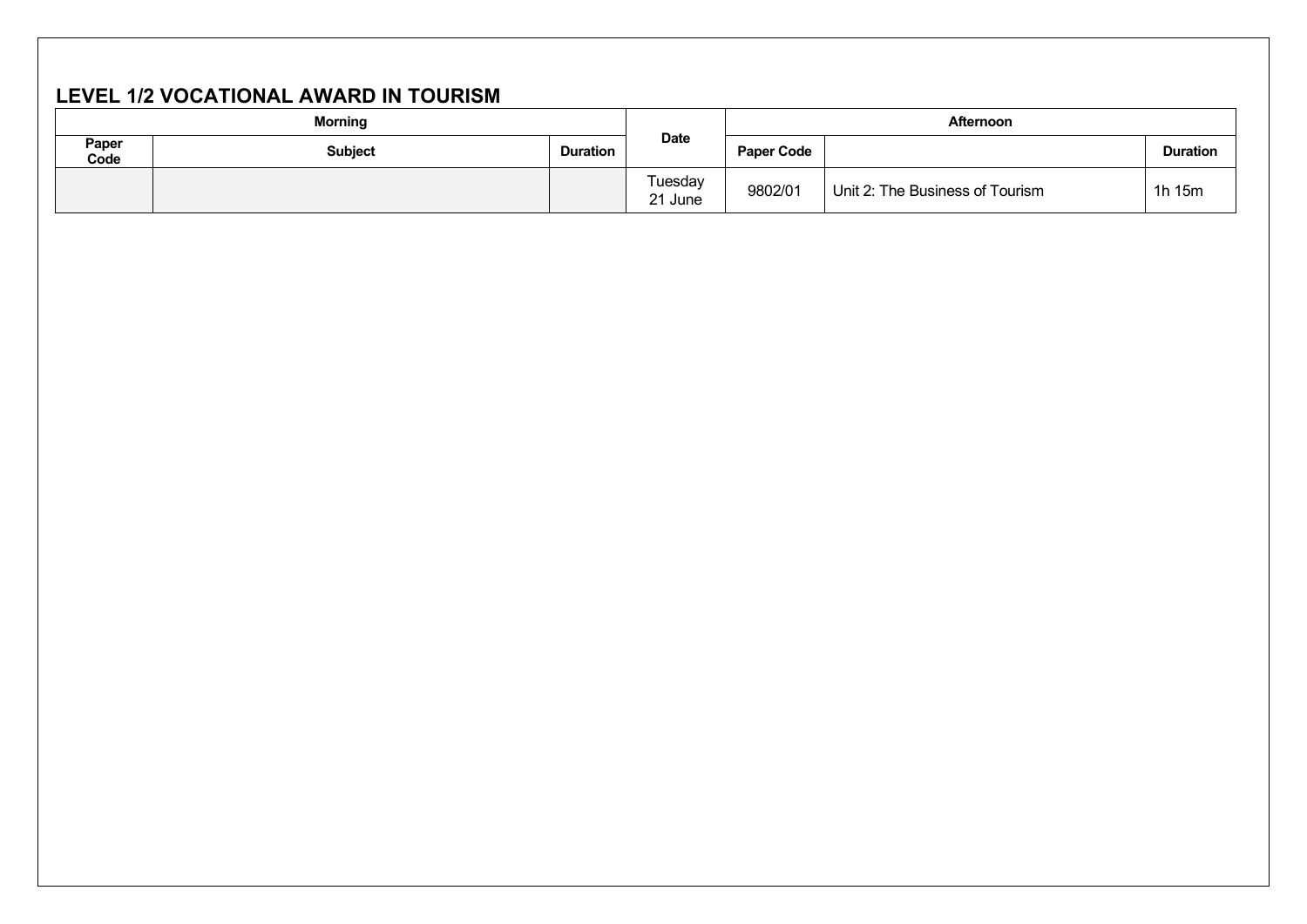## LEVEL 1/2 VOCATIONAL AWARD IN TOURISM

| Morning | | | Date | Afternoon | | |
|---|---|---|---|---|---|---|
| Paper Code | Subject | Duration | | Paper Code | | Duration |
| | | | Tuesday 21 June | 9802/01 | Unit 2: The Business of Tourism | 1h 15m |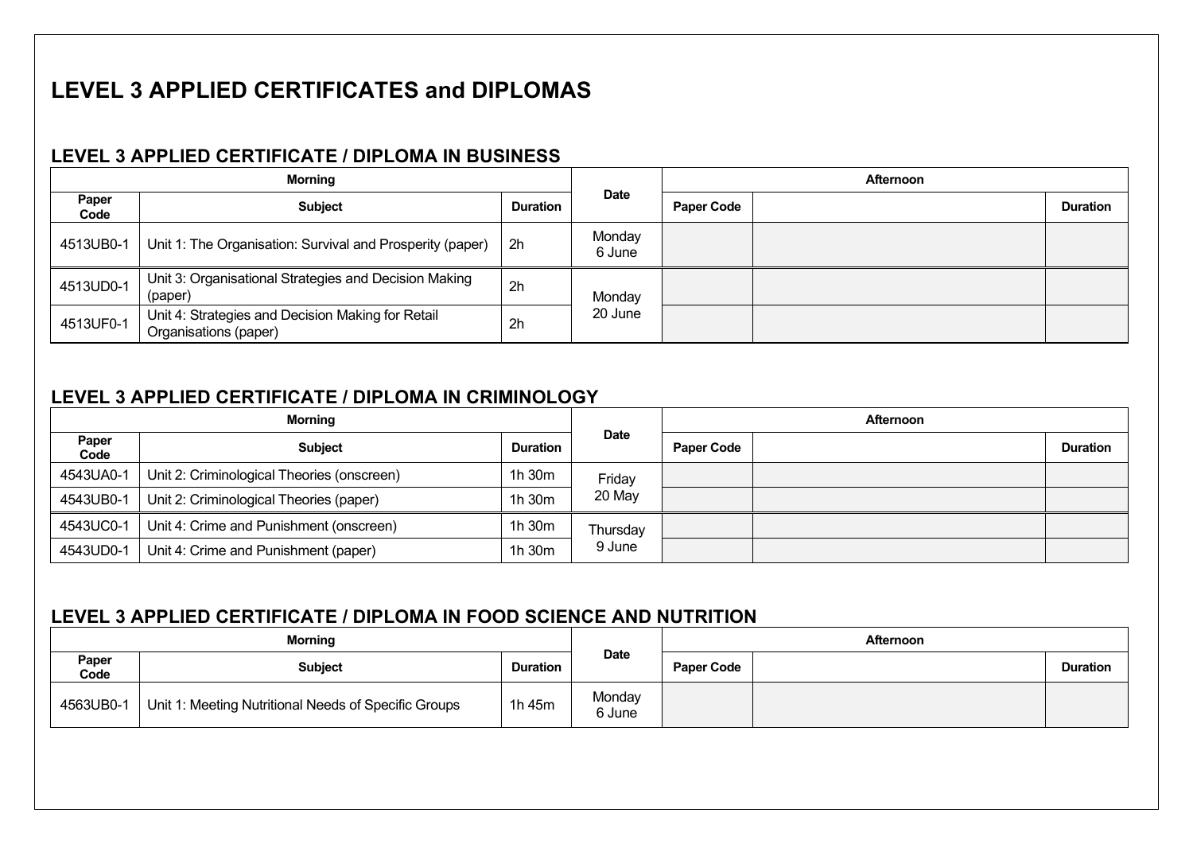# LEVEL 3 APPLIED CERTIFICATES and DIPLOMAS

## LEVEL 3 APPLIED CERTIFICATE / DIPLOMA IN BUSINESS

| Morning | | | Date | Afternoon | | |
|---|---|---|---|---|---|---|
| Paper Code | Subject | Duration | | Paper Code | | Duration |
| 4513UB0-1 | Unit 1: The Organisation: Survival and Prosperity (paper) | 2h | Monday 6 June | | | |
| 4513UD0-1 | Unit 3: Organisational Strategies and Decision Making (paper) | 2h | Monday 20 June | | | |
| 4513UF0-1 | Unit 4: Strategies and Decision Making for Retail Organisations (paper) | 2h | | | | |

## LEVEL 3 APPLIED CERTIFICATE / DIPLOMA IN CRIMINOLOGY

| Morning | | | Date | Afternoon | | |
|---|---|---|---|---|---|---|
| Paper Code | Subject | Duration | | Paper Code | | Duration |
| 4543UA0-1 | Unit 2: Criminological Theories (onscreen) | 1h 30m | Friday 20 May | | | |
| 4543UB0-1 | Unit 2: Criminological Theories (paper) | 1h 30m | | | | |
| 4543UC0-1 | Unit 4: Crime and Punishment (onscreen) | 1h 30m | Thursday 9 June | | | |
| 4543UD0-1 | Unit 4: Crime and Punishment (paper) | 1h 30m | | | | |

## LEVEL 3 APPLIED CERTIFICATE / DIPLOMA IN FOOD SCIENCE AND NUTRITION

| Morning | | | Date | Afternoon | | |
|---|---|---|---|---|---|---|
| Paper Code | Subject | Duration | | Paper Code | | Duration |
| 4563UB0-1 | Unit 1: Meeting Nutritional Needs of Specific Groups | 1h 45m | Monday 6 June | | | |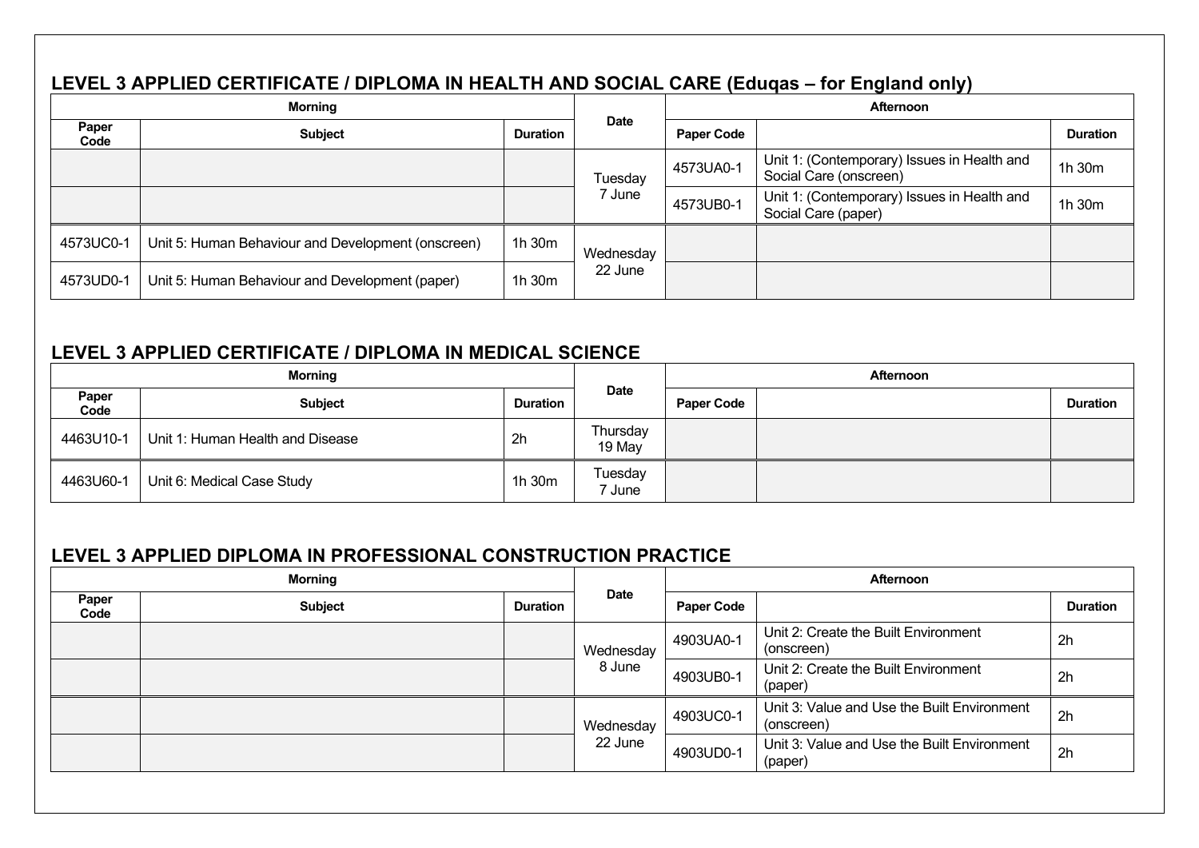## LEVEL 3 APPLIED CERTIFICATE / DIPLOMA IN HEALTH AND SOCIAL CARE (Eduqas – for England only)

| Morning | | | Date | Afternoon | | |
|---|---|---|---|---|---|---|
| Paper Code | Subject | Duration | | Paper Code | | Duration |
| | | | Tuesday 7 June | 4573UA0-1 | Unit 1: (Contemporary) Issues in Health and Social Care (onscreen) | 1h 30m |
| | | | | 4573UB0-1 | Unit 1: (Contemporary) Issues in Health and Social Care (paper) | 1h 30m |
| 4573UC0-1 | Unit 5: Human Behaviour and Development (onscreen) | 1h 30m | Wednesday 22 June | | | |
| 4573UD0-1 | Unit 5: Human Behaviour and Development (paper) | 1h 30m | | | | |

## LEVEL 3 APPLIED CERTIFICATE / DIPLOMA IN MEDICAL SCIENCE

| Morning | | | Date | Afternoon | | |
|---|---|---|---|---|---|---|
| Paper Code | Subject | Duration | | Paper Code | | Duration |
| 4463U10-1 | Unit 1: Human Health and Disease | 2h | Thursday 19 May | | | |
| 4463U60-1 | Unit 6: Medical Case Study | 1h 30m | Tuesday 7 June | | | |

## LEVEL 3 APPLIED DIPLOMA IN PROFESSIONAL CONSTRUCTION PRACTICE

| Morning | | | Date | Afternoon | | |
|---|---|---|---|---|---|---|
| Paper Code | Subject | Duration | | Paper Code | | Duration |
| | | | Wednesday 8 June | 4903UA0-1 | Unit 2: Create the Built Environment (onscreen) | 2h |
| | | | | 4903UB0-1 | Unit 2: Create the Built Environment (paper) | 2h |
| | | | Wednesday 22 June | 4903UC0-1 | Unit 3: Value and Use the Built Environment (onscreen) | 2h |
| | | | | 4903UD0-1 | Unit 3: Value and Use the Built Environment (paper) | 2h |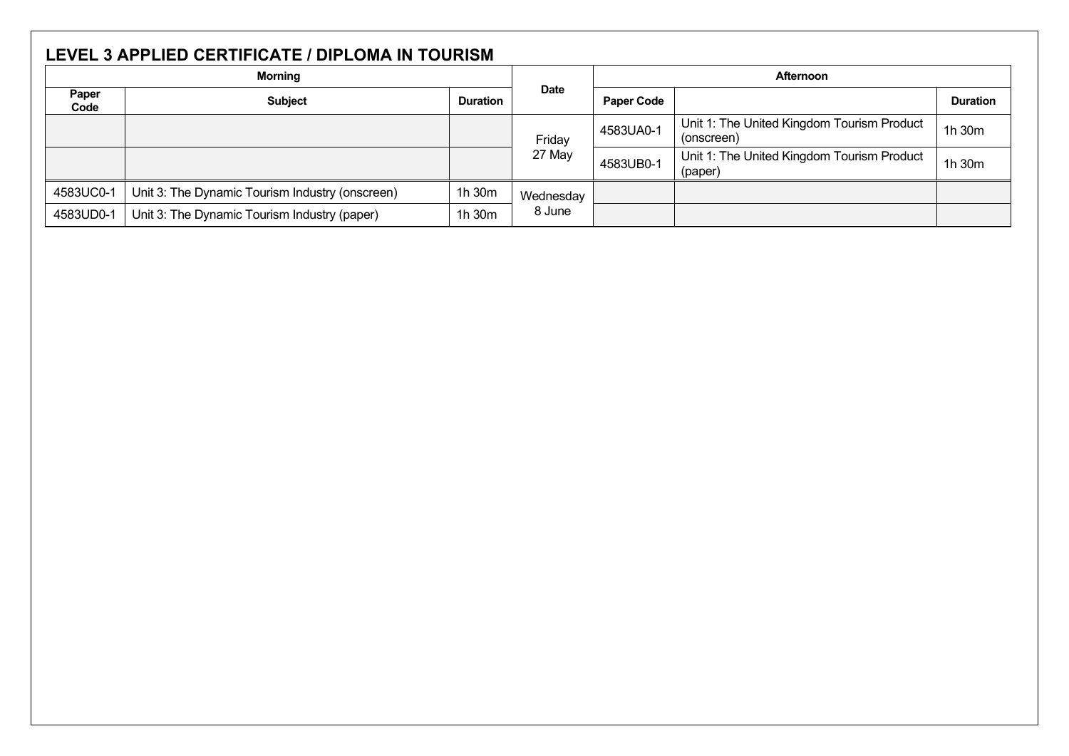## LEVEL 3 APPLIED CERTIFICATE / DIPLOMA IN TOURISM

| Morning | | | Date | Afternoon | | |
|---|---|---|---|---|---|---|
| Paper Code | Subject | Duration | | Paper Code | | Duration |
| | | | Friday 27 May | 4583UA0-1 | Unit 1: The United Kingdom Tourism Product (onscreen) | 1h 30m |
| | | | | 4583UB0-1 | Unit 1: The United Kingdom Tourism Product (paper) | 1h 30m |
| 4583UC0-1 | Unit 3: The Dynamic Tourism Industry (onscreen) | 1h 30m | Wednesday 8 June | | | |
| 4583UD0-1 | Unit 3: The Dynamic Tourism Industry (paper) | 1h 30m | | | | |